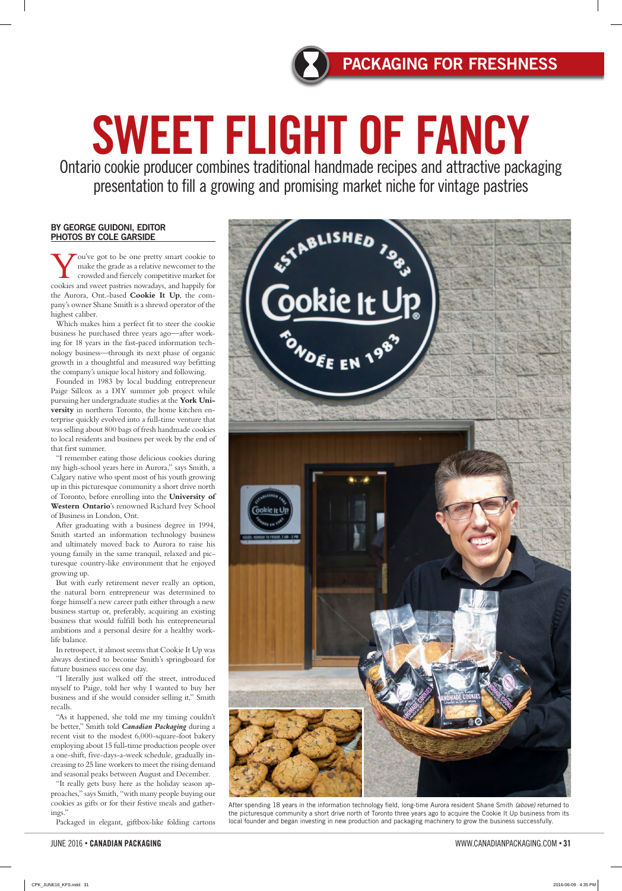PACKAGING FOR FRESHNESS

# SWEET FLIGHT OF FANCY

## Ontario cookie producer combines traditional handmade recipes and attractive packaging presentation to fill a growing and promising market niche for vintage pastries

**BY GEORGE GUIDONI, EDITOR**
**PHOTOS BY COLE GARSIDE**

You've got to be one pretty smart cookie to make the grade as a relative newcomer to the crowded and fiercely competitive market for cookies and sweet pastries nowadays, and happily for the Aurora, Ont.-based **Cookie It Up**, the company's owner Shane Smith is a shrewd operator of the highest caliber.

Which makes him a perfect fit to steer the cookie business he purchased three years ago—after working for 18 years in the fast-paced information technology business—through its next phase of organic growth in a thoughtful and measured way befitting the company's unique local history and following.

Founded in 1983 by local budding entrepreneur Paige Sillcox as a DIY summer job project while pursuing her undergraduate studies at the **York University** in northern Toronto, the home kitchen enterprise quickly evolved into a full-time venture that was selling about 800 bags of fresh handmade cookies to local residents and business per week by the end of that first summer.

"I remember eating those delicious cookies during my high-school years here in Aurora," says Smith, a Calgary native who spent most of his youth growing up in this picturesque community a short drive north of Toronto, before enrolling into the **University of Western Ontario**'s renowned Richard Ivey School of Business in London, Ont.

After graduating with a business degree in 1994, Smith started an information technology business and ultimately moved back to Aurora to raise his young family in the same tranquil, relaxed and picturesque country-like environment that he enjoyed growing up.

But with early retirement never really an option, the natural born entrepreneur was determined to forge himself a new career path either through a new business startup or, preferably, acquiring an existing business that would fulfill both his entrepreneurial ambitions and a personal desire for a healthy work-life balance.

In retrospect, it almost seems that Cookie It Up was always destined to become Smith's springboard for future business success one day.

"I literally just walked off the street, introduced myself to Paige, told her why I wanted to buy her business and if she would consider selling it," Smith recalls.

"As it happened, she told me my timing couldn't be better," Smith told ***Canadian Packaging*** during a recent visit to the modest 6,000-square-foot bakery employing about 15 full-time production people over a one-shift, five-days-a-week schedule, gradually increasing to 25 line workers to meet the rising demand and seasonal peaks between August and December.

"It really gets busy here as the holiday season approaches," says Smith, "with many people buying our cookies as gifts or for their festive meals and gatherings."

Packaged in elegant, giftbox-like folding cartons

After spending 18 years in the information technology field, long-time Aurora resident Shane Smith *(above)* returned to the picturesque community a short drive north of Toronto three years ago to acquire the Cookie It Up business from its local founder and began investing in new production and packaging machinery to grow the business successfully.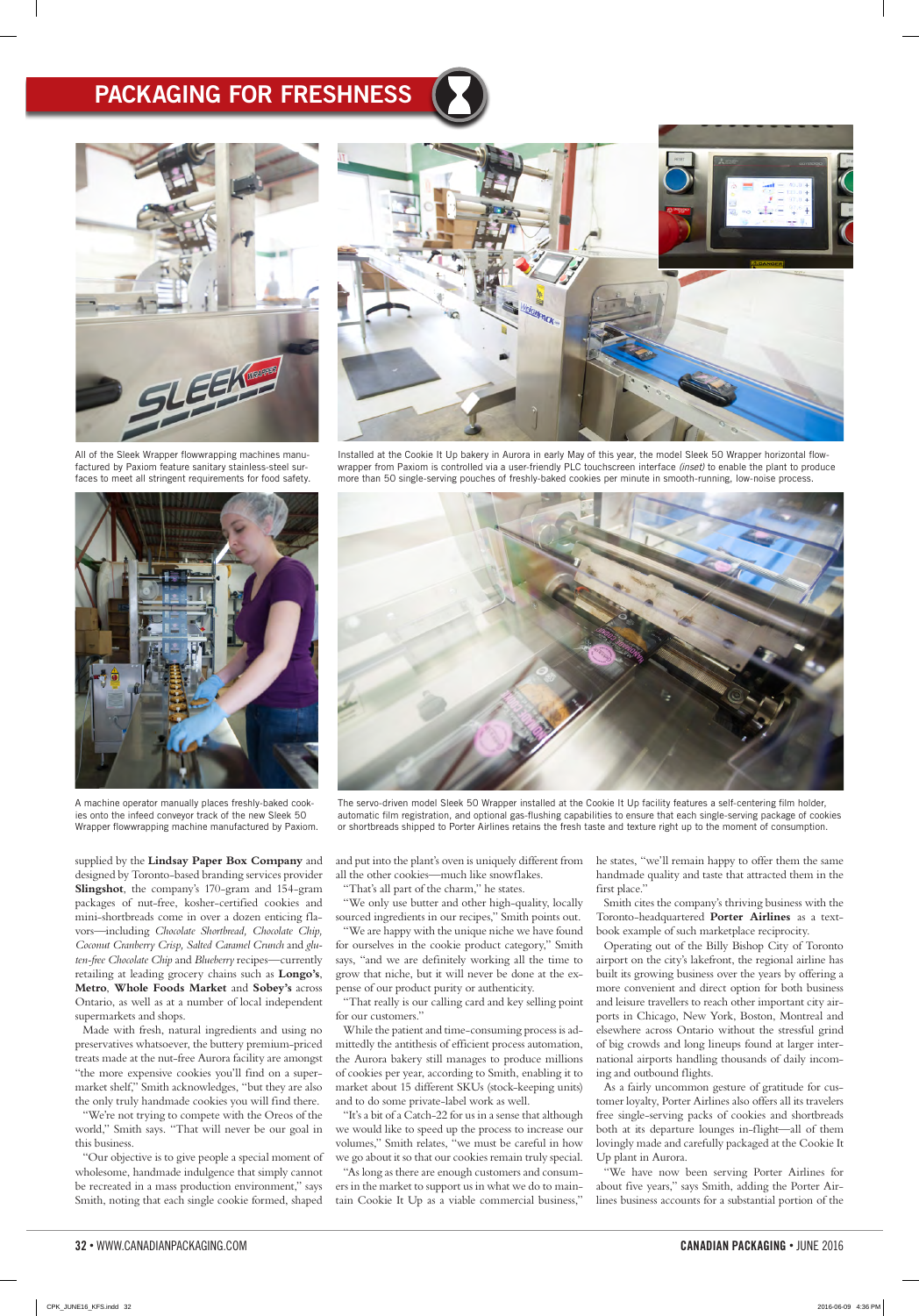## PACKAGING FOR FRESHNESS

All of the Sleek Wrapper flowwrapping machines manufactured by Paxiom feature sanitary stainless-steel surfaces to meet all stringent requirements for food safety.

Installed at the Cookie It Up bakery in Aurora in early May of this year, the model Sleek 50 Wrapper horizontal flow-wrapper from Paxiom is controlled via a user-friendly PLC touchscreen interface *(inset)* to enable the plant to produce more than 50 single-serving pouches of freshly-baked cookies per minute in smooth-running, low-noise process.

A machine operator manually places freshly-baked cookies onto the infeed conveyor track of the new Sleek 50 Wrapper flowwrapping machine manufactured by Paxiom.

The servo-driven model Sleek 50 Wrapper installed at the Cookie It Up facility features a self-centering film holder, automatic film registration, and optional gas-flushing capabilities to ensure that each single-serving package of cookies or shortbreads shipped to Porter Airlines retains the fresh taste and texture right up to the moment of consumption.

supplied by the **Lindsay Paper Box Company** and designed by Toronto-based branding services provider **Slingshot**, the company's 170-gram and 154-gram packages of nut-free, kosher-certified cookies and mini-shortbreads come in over a dozen enticing flavors—including *Chocolate Shortbread, Chocolate Chip, Coconut Cranberry Crisp, Salted Caramel Crunch* and *gluten-free Chocolate Chip* and *Blueberry* recipes—currently retailing at leading grocery chains such as **Longo's**, **Metro**, **Whole Foods Market** and **Sobey's** across Ontario, as well as at a number of local independent supermarkets and shops.

Made with fresh, natural ingredients and using no preservatives whatsoever, the buttery premium-priced treats made at the nut-free Aurora facility are amongst "the more expensive cookies you'll find on a supermarket shelf," Smith acknowledges, "but they are also the only truly handmade cookies you will find there.

"We're not trying to compete with the Oreos of the world," Smith says. "That will never be our goal in this business.

"Our objective is to give people a special moment of wholesome, handmade indulgence that simply cannot be recreated in a mass production environment," says Smith, noting that each single cookie formed, shaped and put into the plant's oven is uniquely different from all the other cookies—much like snowflakes.

"That's all part of the charm," he states.

"We only use butter and other high-quality, locally sourced ingredients in our recipes," Smith points out.

"We are happy with the unique niche we have found for ourselves in the cookie product category," Smith says, "and we are definitely working all the time to grow that niche, but it will never be done at the expense of our product purity or authenticity.

"That really is our calling card and key selling point for our customers."

While the patient and time-consuming process is admittedly the antithesis of efficient process automation, the Aurora bakery still manages to produce millions of cookies per year, according to Smith, enabling it to market about 15 different SKUs (stock-keeping units) and to do some private-label work as well.

"It's a bit of a Catch-22 for us in a sense that although we would like to speed up the process to increase our volumes," Smith relates, "we must be careful in how we go about it so that our cookies remain truly special.

"As long as there are enough customers and consumers in the market to support us in what we do to maintain Cookie It Up as a viable commercial business," he states, "we'll remain happy to offer them the same handmade quality and taste that attracted them in the first place."

Smith cites the company's thriving business with the Toronto-headquartered **Porter Airlines** as a textbook example of such marketplace reciprocity.

Operating out of the Billy Bishop City of Toronto airport on the city's lakefront, the regional airline has built its growing business over the years by offering a more convenient and direct option for both business and leisure travellers to reach other important city airports in Chicago, New York, Boston, Montreal and elsewhere across Ontario without the stressful grind of big crowds and long lineups found at larger international airports handling thousands of daily incoming and outbound flights.

As a fairly uncommon gesture of gratitude for customer loyalty, Porter Airlines also offers all its travelers free single-serving packs of cookies and shortbreads both at its departure lounges in-flight—all of them lovingly made and carefully packaged at the Cookie It Up plant in Aurora.

"We have now been serving Porter Airlines for about five years," says Smith, adding the Porter Airlines business accounts for a substantial portion of the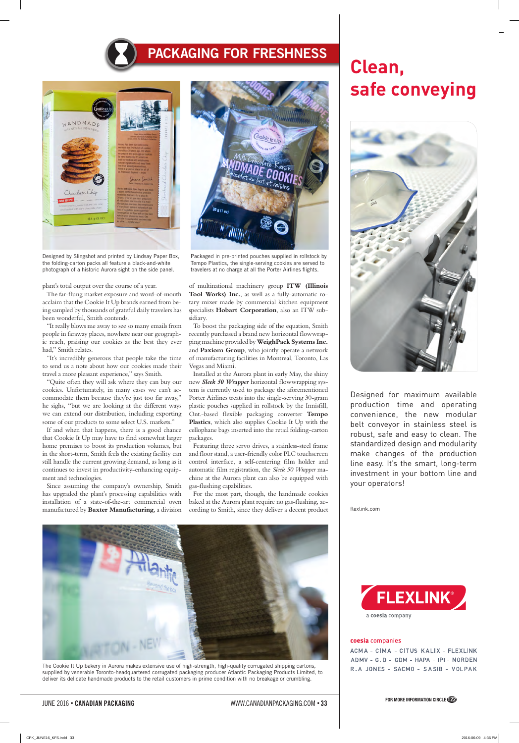## PACKAGING FOR FRESHNESS

Designed by Slingshot and printed by Lindsay Paper Box, the folding-carton packs all feature a black-and-white photograph of a historic Aurora sight on the side panel.

Packaged in pre-printed pouches supplied in rollstock by Tempo Plastics, the single-serving cookies are served to travelers at no charge at all the Porter Airlines flights.

plant's total output over the course of a year.

The far-flung market exposure and word-of-mouth acclaim that the Cookie It Up brands earned from being sampled by thousands of grateful daily travelers has been wonderful, Smith contends.

"It really blows me away to see so many emails from people in faraway places, nowhere near our geographic reach, praising our cookies as the best they ever had," Smith relates.

"It's incredibly generous that people take the time to send us a note about how our cookies made their travel a more pleasant experience," says Smith.

"Quite often they will ask where they can buy our cookies. Unfortunately, in many cases we can't accommodate them because they're just too far away," he sighs, "but we are looking at the different ways we can extend our distribution, including exporting some of our products to some select U.S. markets."

If and when that happens, there is a good chance that Cookie It Up may have to find somewhat larger home premises to boost its production volumes, but in the short-term, Smith feels the existing facility can still handle the current growing demand, as long as it continues to invest in productivity-enhancing equipment and technologies.

Since assuming the company's ownership, Smith has upgraded the plant's processing capabilities with installation of a state-of-the-art commercial oven manufactured by **Baxter Manufacturing**, a division of multinational machinery group **ITW (Illinois Tool Works) Inc.**, as well as a fully-automatic rotary mixer made by commercial kitchen equipment specialists **Hobart Corporation**, also an ITW subsidiary.

To boost the packaging side of the equation, Smith recently purchased a brand new horizontal flowwrapping machine provided by **WeighPack Systems Inc.** and **Paxiom Group**, who jointly operate a network of manufacturing facilities in Montreal, Toronto, Las Vegas and Miami.

Installed at the Aurora plant in early May, the shiny new ***Sleek 50 Wrapper*** horizontal flowwrapping system is currently used to package the aforementioned Porter Airlines treats into the single-serving 30-gram plastic pouches supplied in rollstock by the Innisfill, Ont.-based flexible packaging converter **Tempo Plastics**, which also supplies Cookie It Up with the cellophane bags inserted into the retail folding-carton packages.

Featuring three servo drives, a stainless-steel frame and floor stand, a user-friendly color PLC touchscreen control interface, a self-centering film holder and automatic film registration, the *Sleek 50 Wrapper* machine at the Aurora plant can also be equipped with gas-flushing capabilities.

For the most part, though, the handmade cookies baked at the Aurora plant require no gas-flushing, according to Smith, since they deliver a decent product

The Cookie It Up bakery in Aurora makes extensive use of high-strength, high-quality corrugated shipping cartons, supplied by venerable Toronto-headquartered corrugated packaging producer Atlantic Packaging Products Limited, to deliver its delicate handmade products to the retail customers in prime condition with no breakage or crumbling.

# Clean, safe conveying

Designed for maximum available production time and operating convenience, the new modular belt conveyor in stainless steel is robust, safe and easy to clean. The standardized design and modularity make changes of the production line easy. It's the smart, long-term investment in your bottom line and your operators!

flexlink.com

FLEXLINK®
a coesia company

**coesia** companies
ACMA - CIMA - CITUS KALIX - FLEXLINK
ADMV - G.D - GDM - HAPA - IPI - NORDEN
R.A JONES - SACMO - SASIB - VOLPAK

FOR MORE INFORMATION CIRCLE 122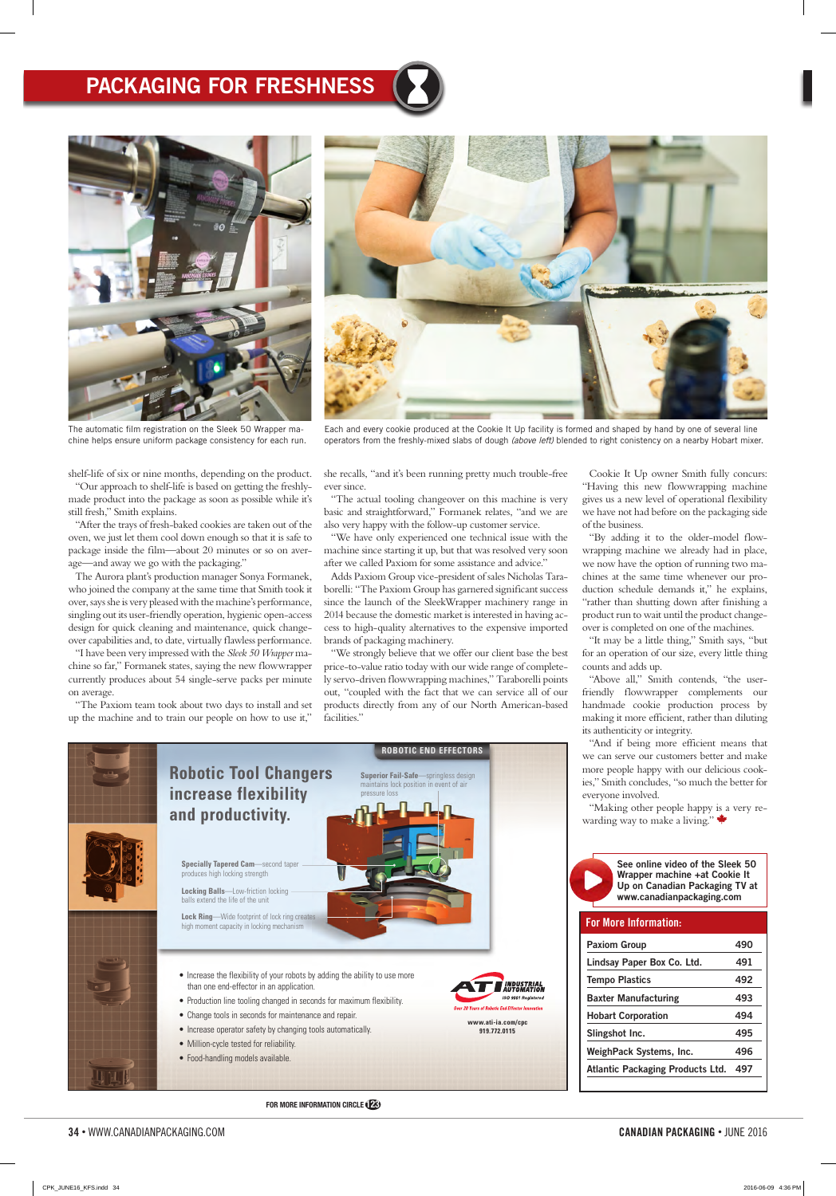The automatic film registration on the Sleek 50 Wrapper machine helps ensure uniform package consistency for each run.

Each and every cookie produced at the Cookie It Up facility is formed and shaped by hand by one of several line operators from the freshly-mixed slabs of dough *(above left)* blended to right consistency on a nearby Hobart mixer.

shelf-life of six or nine months, depending on the product.

"Our approach to shelf-life is based on getting the freshly-made product into the package as soon as possible while it's still fresh," Smith explains.

"After the trays of fresh-baked cookies are taken out of the oven, we just let them cool down enough so that it is safe to package inside the film—about 20 minutes or so on average—and away we go with the packaging."

The Aurora plant's production manager Sonya Formanek, who joined the company at the same time that Smith took it over, says she is very pleased with the machine's performance, singling out its user-friendly operation, hygienic open-access design for quick cleaning and maintenance, quick changeover capabilities and, to date, virtually flawless performance.

"I have been very impressed with the *Sleek 50 Wrapper* machine so far," Formanek states, saying the new flowwrapper currently produces about 54 single-serve packs per minute on average.

"The Paxiom team took about two days to install and set up the machine and to train our people on how to use it," she recalls, "and it's been running pretty much trouble-free ever since.

"The actual tooling changeover on this machine is very basic and straightforward," Formanek relates, "and we are also very happy with the follow-up customer service.

"We have only experienced one technical issue with the machine since starting it up, but that was resolved very soon after we called Paxiom for some assistance and advice."

Adds Paxiom Group vice-president of sales Nicholas Taraborelli: "The Paxiom Group has garnered significant success since the launch of the SleekWrapper machinery range in 2014 because the domestic market is interested in having access to high-quality alternatives to the expensive imported brands of packaging machinery.

"We strongly believe that we offer our client base the best price-to-value ratio today with our wide range of completely servo-driven flowwrapping machines," Taraborelli points out, "coupled with the fact that we can service all of our products directly from any of our North American-based facilities."

Cookie It Up owner Smith fully concurs: "Having this new flowwrapping machine gives us a new level of operational flexibility we have not had before on the packaging side of the business.

"By adding it to the older-model flowwrapping machine we already had in place, we now have the option of running two machines at the same time whenever our production schedule demands it," he explains, "rather than shutting down after finishing a product run to wait until the product changeover is completed on one of the machines.

"It may be a little thing," Smith says, "but for an operation of our size, every little thing counts and adds up.

"Above all," Smith contends, "the user-friendly flowwrapper complements our handmade cookie production process by making it more efficient, rather than diluting its authenticity or integrity.

"And if being more efficient means that we can serve our customers better and make more people happy with our delicious cookies," Smith concludes, "so much the better for everyone involved.

"Making other people happy is a very rewarding way to make a living."

See online video of the Sleek 50 Wrapper machine +at Cookie It Up on Canadian Packaging TV at www.canadianpackaging.com

**For More Information:**

| | |
|---|---|
| Paxiom Group | 490 |
| Lindsay Paper Box Co. Ltd. | 491 |
| Tempo Plastics | 492 |
| Baxter Manufacturing | 493 |
| Hobart Corporation | 494 |
| Slingshot Inc. | 495 |
| WeighPack Systems, Inc. | 496 |
| Atlantic Packaging Products Ltd. | 497 |

ROBOTIC END EFFECTORS

**Robotic Tool Changers increase flexibility and productivity.**

**Superior Fail-Safe**—springless design maintains lock position in event of air pressure loss

**Specially Tapered Cam**—second taper produces high locking strength

**Locking Balls**—Low-friction locking balls extend the life of the unit

**Lock Ring**—Wide footprint of lock ring created high moment capacity in locking mechanism

- Increase the flexibility of your robots by adding the ability to use more than one end-effector in an application.
- Production line tooling changed in seconds for maximum flexibility.
- Change tools in seconds for maintenance and repair.
- Increase operator safety by changing tools automatically.
- Million-cycle tested for reliability.
- Food-handling models available.

ATI INDUSTRIAL AUTOMATION ISO 9001 Registered
Over 20 Years of Robotic End Effector Innovation
www.ati-ia.com/cpc
919.772.0115

FOR MORE INFORMATION CIRCLE 123